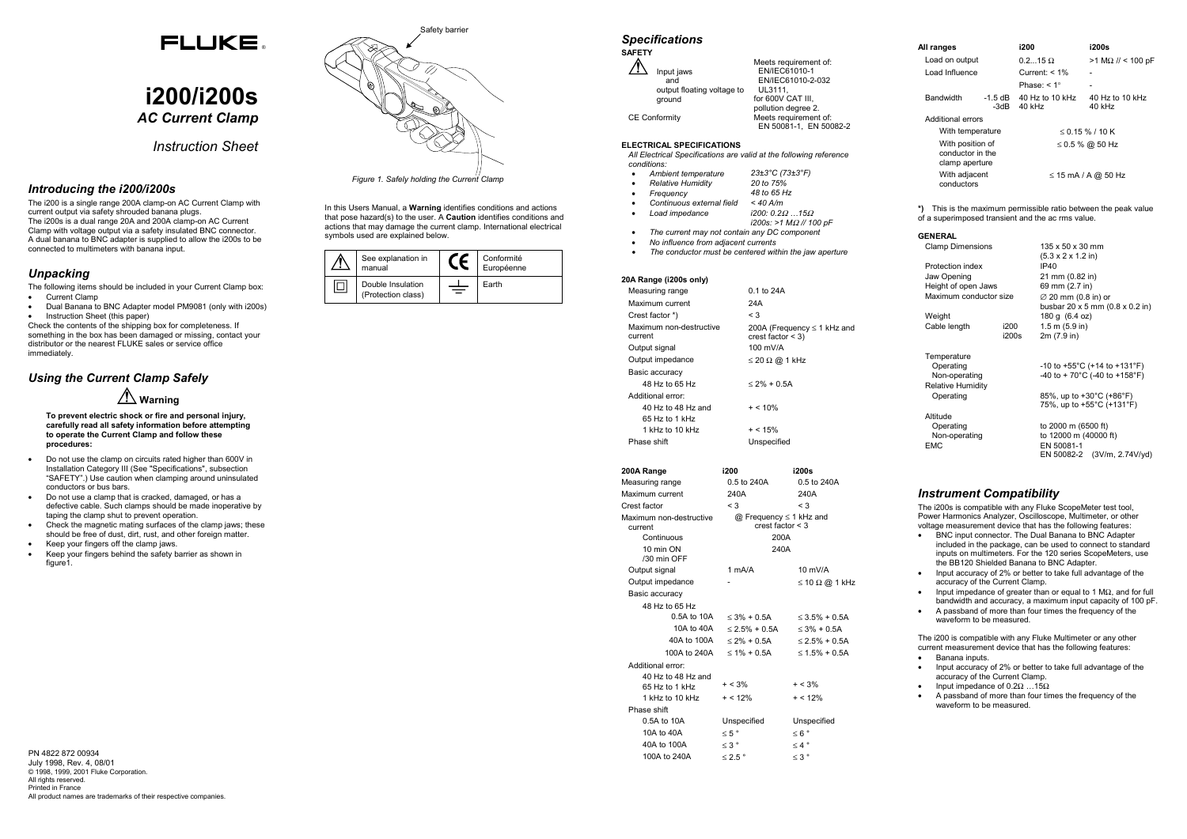# FLUKE®

# i200/i200s

## *AC Current Clamp*

*Instruction Sheet*

## *Introducing the i200/i200s*

The i200 is a single range 200A clamp-on AC Current Clamp with current output via safety shrouded banana plugs.
The i200s is a dual range 20A and 200A clamp-on AC Current Clamp with voltage output via a safety insulated BNC connector.
A dual banana to BNC adapter is supplied to allow the i200s to be connected to multimeters with banana input.

## *Unpacking*

The following items should be included in your Current Clamp box:

- Current Clamp
- Dual Banana to BNC Adapter model PM9081 (only with i200s)
- Instruction Sheet (this paper)

Check the contents of the shipping box for completeness. If something in the box has been damaged or missing, contact your distributor or the nearest FLUKE sales or service office immediately.

## *Using the Current Clamp Safely*

### ⚠ Warning

**To prevent electric shock or fire and personal injury, carefully read all safety information before attempting to operate the Current Clamp and follow these procedures:**

- Do not use the clamp on circuits rated higher than 600V in Installation Category III (See "Specifications", subsection "SAFETY".) Use caution when clamping around uninsulated conductors or bus bars.
- Do not use a clamp that is cracked, damaged, or has a defective cable. Such clamps should be made inoperative by taping the clamp shut to prevent operation.
- Check the magnetic mating surfaces of the clamp jaws; these should be free of dust, dirt, rust, and other foreign matter.
- Keep your fingers off the clamp jaws.
- Keep your fingers behind the safety barrier as shown in figure1.

Safety barrier

*Figure 1. Safely holding the Current Clamp*

In this Users Manual, a **Warning** identifies conditions and actions that pose hazard(s) to the user. A **Caution** identifies conditions and actions that may damage the current clamp. International electrical symbols used are explained below.

| ⚠ | See explanation in manual | CE | Conformité Européenne |
|---|---|---|---|
| ⧈ | Double Insulation (Protection class) | ⏚ | Earth |

PN 4822 872 00934
July 1998, Rev. 4, 08/01
© 1998, 1999, 2001 Fluke Corporation.
All rights reserved.
Printed in France
All product names are trademarks of their respective companies.

## *Specifications*

**SAFETY**

| | |
|---|---|
| ⚠ Input jaws and output floating voltage to ground | Meets requirement of: EN/IEC61010-1 EN/IEC61010-2-032 UL3111, for 600V CAT III, pollution degree 2. |
| CE Conformity | Meets requirement of: EN 50081-1, EN 50082-2 |

**ELECTRICAL SPECIFICATIONS**

*All Electrical Specifications are valid at the following reference conditions:*

- *Ambient temperature* — *23±3°C (73±3°F)*
- *Relative Humidity* — *20 to 75%*
- *Frequency* — *48 to 65 Hz*
- *Continuous external field* — *< 40 A/m*
- *Load impedance* — *i200: 0.2Ω …15Ω; i200s: >1 MΩ // 100 pF*
- *The current may not contain any DC component*
- *No influence from adjacent currents*
- *The conductor must be centered within the jaw aperture*

**20A Range (i200s only)**

| | |
|---|---|
| Measuring range | 0.1 to 24A |
| Maximum current | 24A |
| Crest factor *) | < 3 |
| Maximum non-destructive current | 200A (Frequency ≤ 1 kHz and crest factor < 3) |
| Output signal | 100 mV/A |
| Output impedance | ≤ 20 Ω @ 1 kHz |
| Basic accuracy | |
| 48 Hz to 65 Hz | ≤ 2% + 0.5A |
| Additional error: | |
| 40 Hz to 48 Hz and 65 Hz to 1 kHz | + < 10% |
| 1 kHz to 10 kHz | + < 15% |
| Phase shift | Unspecified |

| 200A Range | i200 | i200s |
|---|---|---|
| Measuring range | 0.5 to 240A | 0.5 to 240A |
| Maximum current | 240A | 240A |
| Crest factor | < 3 | < 3 |
| Maximum non-destructive current | @ Frequency ≤ 1 kHz and crest factor < 3 | |
| Continuous | 200A | |
| 10 min ON /30 min OFF | 240A | |
| Output signal | 1 mA/A | 10 mV/A |
| Output impedance | - | ≤ 10 Ω @ 1 kHz |
| Basic accuracy | | |
| 48 Hz to 65 Hz | | |
| 0.5A to 10A | ≤ 3% + 0.5A | ≤ 3.5% + 0.5A |
| 10A to 40A | ≤ 2.5% + 0.5A | ≤ 3% + 0.5A |
| 40A to 100A | ≤ 2% + 0.5A | ≤ 2.5% + 0.5A |
| 100A to 240A | ≤ 1% + 0.5A | ≤ 1.5% + 0.5A |
| Additional error: | | |
| 40 Hz to 48 Hz and 65 Hz to 1 kHz | + < 3% | + < 3% |
| 1 kHz to 10 kHz | + < 12% | + < 12% |
| Phase shift | | |
| 0.5A to 10A | Unspecified | Unspecified |
| 10A to 40A | ≤ 5 ° | ≤ 6 ° |
| 40A to 100A | ≤ 3 ° | ≤ 4 ° |
| 100A to 240A | ≤ 2.5 ° | ≤ 3 ° |

| All ranges | | i200 | i200s |
|---|---|---|---|
| Load on output | | 0.2…15 Ω | >1 MΩ // < 100 pF |
| Load Influence | | Current: < 1% | - |
| | | Phase: < 1° | - |
| Bandwidth | -1.5 dB | 40 Hz to 10 kHz | 40 Hz to 10 kHz |
| | -3dB | 40 kHz | 40 kHz |
| Additional errors | | | |
| With temperature | | ≤ 0.15 % / 10 K | |
| With position of conductor in the clamp aperture | | ≤ 0.5 % @ 50 Hz | |
| With adjacent conductors | | ≤ 15 mA / A @ 50 Hz | |

***)** This is the maximum permissible ratio between the peak value of a superimposed transient and the ac rms value.

**GENERAL**

| | | |
|---|---|---|
| Clamp Dimensions | | 135 x 50 x 30 mm (5.3 x 2 x 1.2 in) |
| Protection index | | IP40 |
| Jaw Opening | | 21 mm (0.82 in) |
| Height of open Jaws | | 69 mm (2.7 in) |
| Maximum conductor size | | ∅ 20 mm (0.8 in) or busbar 20 x 5 mm (0.8 x 0.2 in) |
| Weight | | 180 g (6.4 oz) |
| Cable length | i200 | 1.5 m (5.9 in) |
| | i200s | 2m (7.9 in) |
| Temperature | | |
| Operating | | -10 to +55°C (+14 to +131°F) |
| Non-operating | | -40 to + 70°C (-40 to +158°F) |
| Relative Humidity | | |
| Operating | | 85%, up to +30°C (+86°F) 75%, up to +55°C (+131°F) |
| Altitude | | |
| Operating | | to 2000 m (6500 ft) |
| Non-operating | | to 12000 m (40000 ft) |
| EMC | | EN 50081-1 EN 50082-2 (3V/m, 2.74V/yd) |

## *Instrument Compatibility*

The i200s is compatible with any Fluke ScopeMeter test tool, Power Harmonics Analyzer, Oscilloscope, Multimeter, or other voltage measurement device that has the following features:

- BNC input connector. The Dual Banana to BNC Adapter included in the package, can be used to connect to standard inputs on multimeters. For the 120 series ScopeMeters, use the BB120 Shielded Banana to BNC Adapter.
- Input accuracy of 2% or better to take full advantage of the accuracy of the Current Clamp.
- Input impedance of greater than or equal to 1 MΩ, and for full bandwidth and accuracy, a maximum input capacity of 100 pF.
- A passband of more than four times the frequency of the waveform to be measured.

The i200 is compatible with any Fluke Multimeter or any other current measurement device that has the following features:

- Banana inputs.
- Input accuracy of 2% or better to take full advantage of the accuracy of the Current Clamp.
- Input impedance of 0.2Ω …15Ω
- A passband of more than four times the frequency of the waveform to be measured.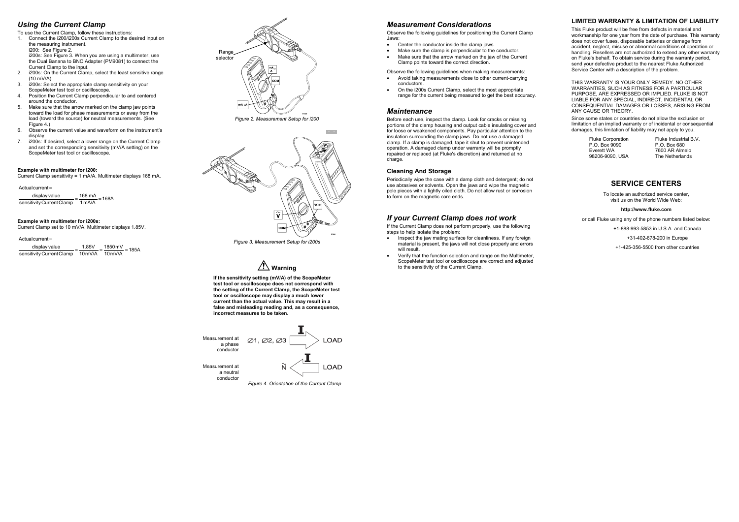## *Using the Current Clamp*

To use the Current Clamp, follow these instructions:

1. Connect the i200/i200s Current Clamp to the desired input on the measuring instrument.
   i200: See Figure 2.
   i200s: See Figure 3. When you are using a multimeter, use the Dual Banana to BNC Adapter (PM9081) to connect the Current Clamp to the input.
2. i200s: On the Current Clamp, select the least sensitive range (10 mV/A).
3. i200s: Select the appropriate clamp sensitivity on your ScopeMeter test tool or oscilloscope.
4. Position the Current Clamp perpendicular to and centered around the conductor.
5. Make sure that the arrow marked on the clamp jaw points toward the load for phase measurements or away from the load (toward the source) for neutral measurements. (See Figure 4.)
6. Observe the current value and waveform on the instrument's display.
7. i200s: If desired, select a lower range on the Current Clamp and set the corresponding sensitivity (mV/A setting) on the ScopeMeter test tool or oscilloscope.

**Example with multimeter for i200:**

Current Clamp sensitivity = 1 mA/A. Multimeter displays 168 mA.

$$\text{Actual current} = \frac{\text{display value}}{\text{sensitivity Current Clamp}} = \frac{168\ \text{mA}}{1\ \text{mA/A}} = 168\text{A}$$

**Example with multimeter for i200s:**

Current Clamp set to 10 mV/A. Multimeter displays 1.85V.

$$\text{Actual current} = \frac{\text{display value}}{\text{sensitivity Current Clamp}} = \frac{1.85\text{V}}{10\,\text{mV/A}} = \frac{1850\,\text{mV}}{10\,\text{mV/A}} = 185\text{A}$$

Range selector

mA μA

COM

*Figure 2. Measurement Setup for i200*

V

COM

*Figure 3. Measurement Setup for i200s*

**⚠ Warning**

**If the sensitivity setting (mV/A) of the ScopeMeter test tool or oscilloscope does not correspond with the setting of the Current Clamp, the ScopeMeter test tool or oscilloscope may display a much lower current than the actual value. This may result in a false and misleading reading and, as a consequence, incorrect measures to be taken.**

Measurement at a phase conductor

∅1, ∅2, ∅3 — I → LOAD

Measurement at a neutral conductor

Ñ ← I — LOAD

*Figure 4. Orientation of the Current Clamp*

## *Measurement Considerations*

Observe the following guidelines for positioning the Current Clamp Jaws:

- Center the conductor inside the clamp jaws.
- Make sure the clamp is perpendicular to the conductor.
- Make sure that the arrow marked on the jaw of the Current Clamp points toward the correct direction.

Observe the following guidelines when making measurements:

- Avoid taking measurements close to other current-carrying conductors.
- On the i200s Current Clamp, select the most appropriate range for the current being measured to get the best accuracy.

## *Maintenance*

Before each use, inspect the clamp. Look for cracks or missing portions of the clamp housing and output cable insulating cover and for loose or weakened components. Pay particular attention to the insulation surrounding the clamp jaws. Do not use a damaged clamp. If a clamp is damaged, tape it shut to prevent unintended operation. A damaged clamp under warranty will be promptly repaired or replaced (at Fluke's discretion) and returned at no charge.

### Cleaning And Storage

Periodically wipe the case with a damp cloth and detergent; do not use abrasives or solvents. Open the jaws and wipe the magnetic pole pieces with a lightly oiled cloth. Do not allow rust or corrosion to form on the magnetic core ends.

## *If your Current Clamp does not work*

If the Current Clamp does not perform properly, use the following steps to help isolate the problem:

- Inspect the jaw mating surface for cleanliness. If any foreign material is present, the jaws will not close properly and errors will result.
- Verify that the function selection and range on the Multimeter, ScopeMeter test tool or oscilloscope are correct and adjusted to the sensitivity of the Current Clamp.

## LIMITED WARRANTY & LIMITATION OF LIABILITY

This Fluke product will be free from defects in material and workmanship for one year from the date of purchase. This warranty does not cover fuses, disposable batteries or damage from accident, neglect, misuse or abnormal conditions of operation or handling. Resellers are not authorized to extend any other warranty on Fluke's behalf. To obtain service during the warranty period, send your defective product to the nearest Fluke Authorized Service Center with a description of the problem.

THIS WARRANTY IS YOUR ONLY REMEDY. NO OTHER WARRANTIES, SUCH AS FITNESS FOR A PARTICULAR PURPOSE, ARE EXPRESSED OR IMPLIED. FLUKE IS NOT LIABLE FOR ANY SPECIAL, INDIRECT, INCIDENTAL OR CONSEQUENTIAL DAMAGES OR LOSSES, ARISING FROM ANY CAUSE OR THEORY.

Since some states or countries do not allow the exclusion or limitation of an implied warranty or of incidental or consequential damages, this limitation of liability may not apply to you.

| | |
|---|---|
| Fluke Corporation | Fluke Industrial B.V. |
| P.O. Box 9090 | P.O. Box 680 |
| Everett WA | 7600 AR Almelo |
| 98206-9090, USA | The Netherlands |

## SERVICE CENTERS

To locate an authorized service center, visit us on the World Wide Web:

**http://www.fluke.com**

or call Fluke using any of the phone numbers listed below:

+1-888-993-5853 in U.S.A. and Canada

+31-402-678-200 in Europe

+1-425-356-5500 from other countries